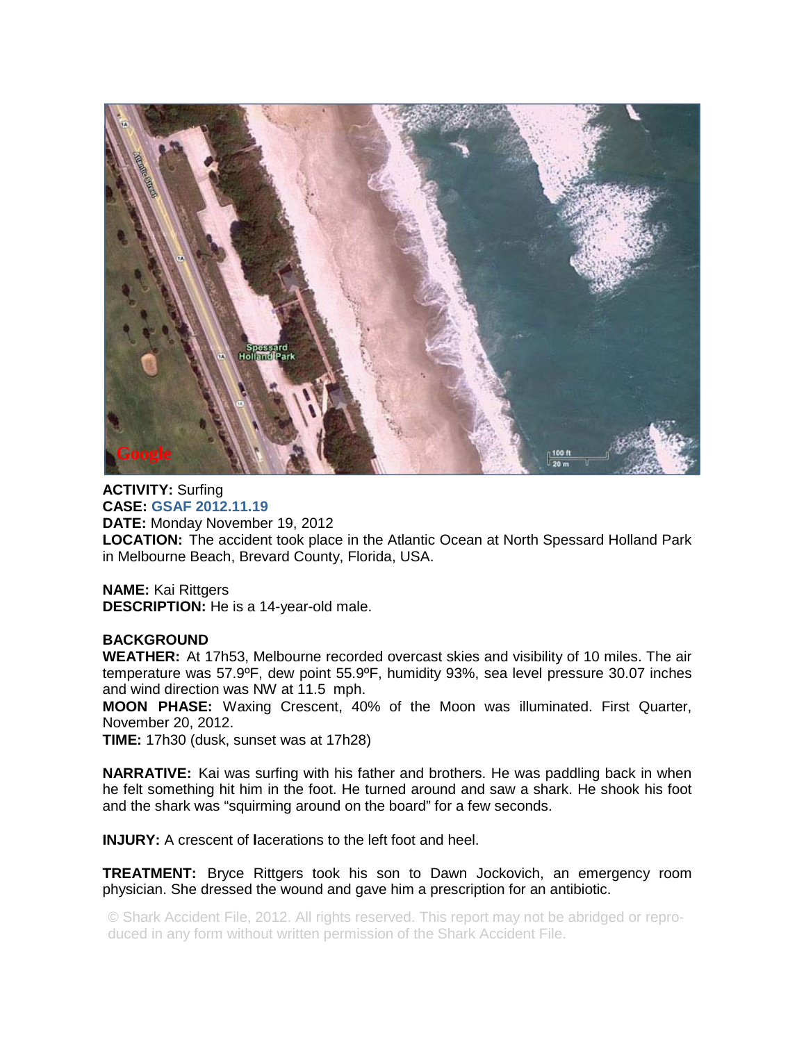**ACTIVITY:** Surfing
**CASE:** **GSAF 2012.11.19**
**DATE:** Monday November 19, 2012
**LOCATION:** The accident took place in the Atlantic Ocean at North Spessard Holland Park in Melbourne Beach, Brevard County, Florida, USA.

**NAME:** Kai Rittgers
**DESCRIPTION:** He is a 14-year-old male.

**BACKGROUND**
**WEATHER:** At 17h53, Melbourne recorded overcast skies and visibility of 10 miles. The air temperature was 57.9ºF, dew point 55.9ºF, humidity 93%, sea level pressure 30.07 inches and wind direction was NW at 11.5 mph.
**MOON PHASE:** Waxing Crescent, 40% of the Moon was illuminated. First Quarter, November 20, 2012.
**TIME:** 17h30 (dusk, sunset was at 17h28)

**NARRATIVE:** Kai was surfing with his father and brothers. He was paddling back in when he felt something hit him in the foot. He turned around and saw a shark. He shook his foot and the shark was "squirming around on the board" for a few seconds.

**INJURY:** A crescent of **l**acerations to the left foot and heel.

**TREATMENT:** Bryce Rittgers took his son to Dawn Jockovich, an emergency room physician. She dressed the wound and gave him a prescription for an antibiotic.

© Shark Accident File, 2012. All rights reserved. This report may not be abridged or reproduced in any form without written permission of the Shark Accident File.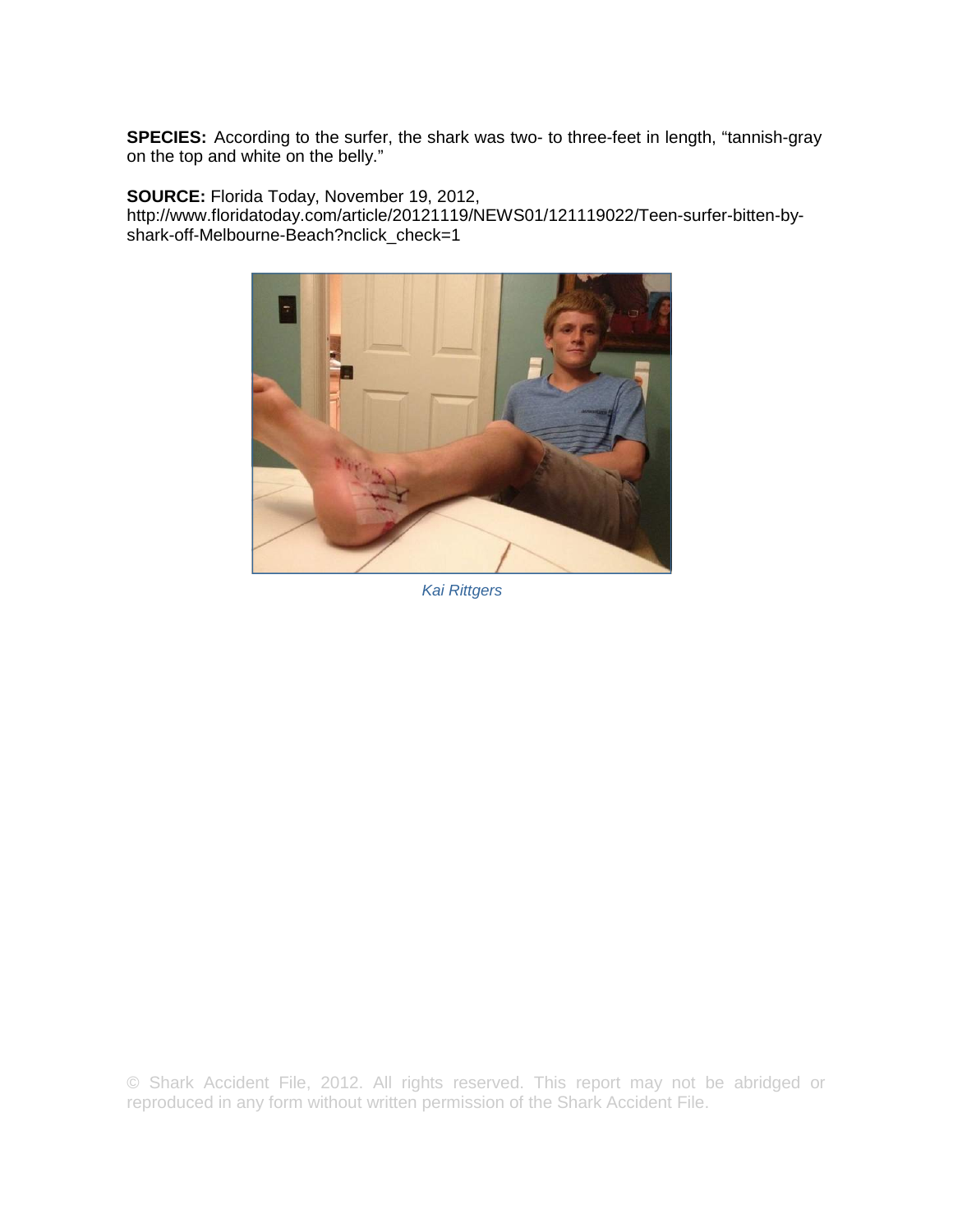**SPECIES:** According to the surfer, the shark was two- to three-feet in length, "tannish-gray on the top and white on the belly."

**SOURCE:** Florida Today, November 19, 2012, http://www.floridatoday.com/article/20121119/NEWS01/121119022/Teen-surfer-bitten-by-shark-off-Melbourne-Beach?nclick_check=1

*Kai Rittgers*

© Shark Accident File, 2012. All rights reserved. This report may not be abridged or reproduced in any form without written permission of the Shark Accident File.